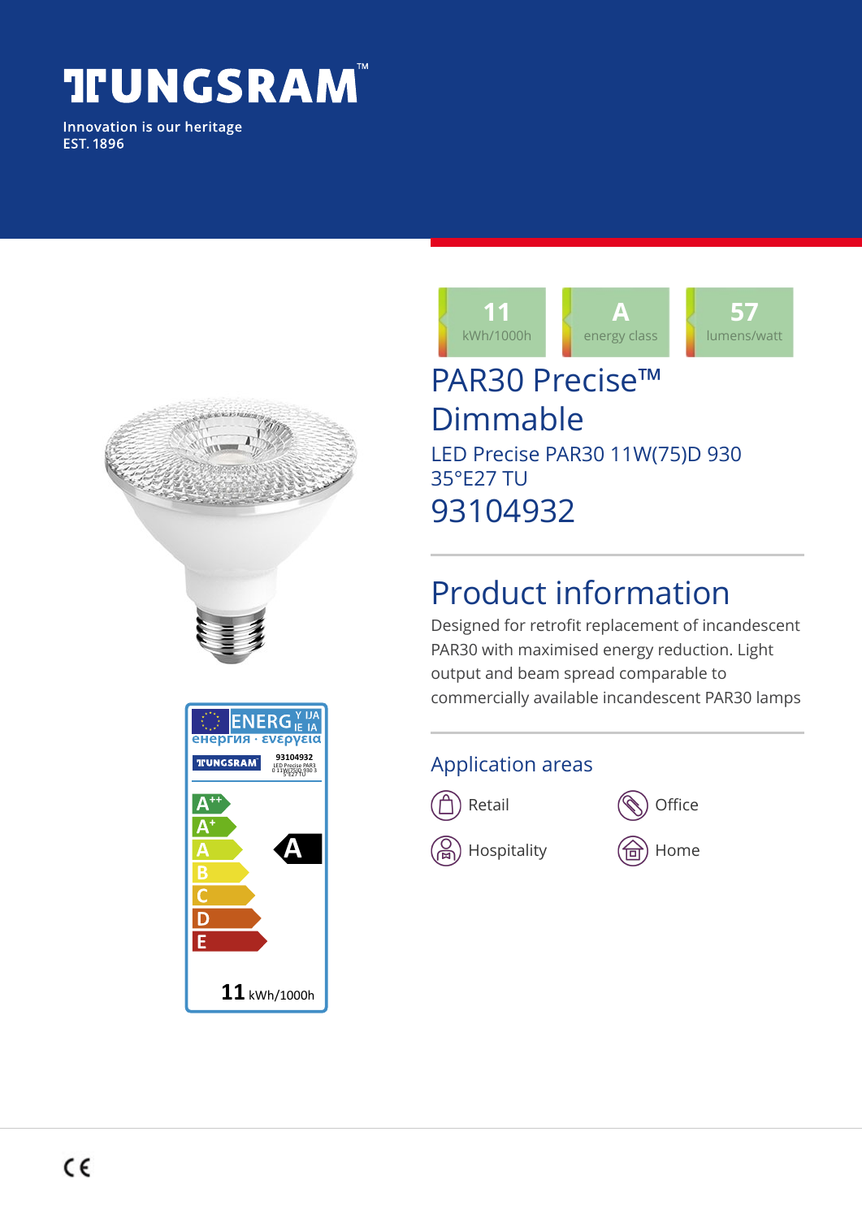# TUNGSRAM™

Innovation is our heritage
EST. 1896

| 11 | A | 57 |
| --- | --- | --- |
| kWh/1000h | energy class | lumens/watt |

# PAR30 Precise™ Dimmable

LED Precise PAR30 11W(75)D 930 35°E27 TU

93104932

ENERGY · енергия · ενεργεια

TUNGSRAM 93104932 LED Precise PAR30 11W(75)D 930 35°E27 TU

A++ A+ A B C D E — A

11 kWh/1000h

## Product information

Designed for retrofit replacement of incandescent PAR30 with maximised energy reduction. Light output and beam spread comparable to commercially available incandescent PAR30 lamps

## Application areas

- Retail
- Office
- Hospitality
- Home

CE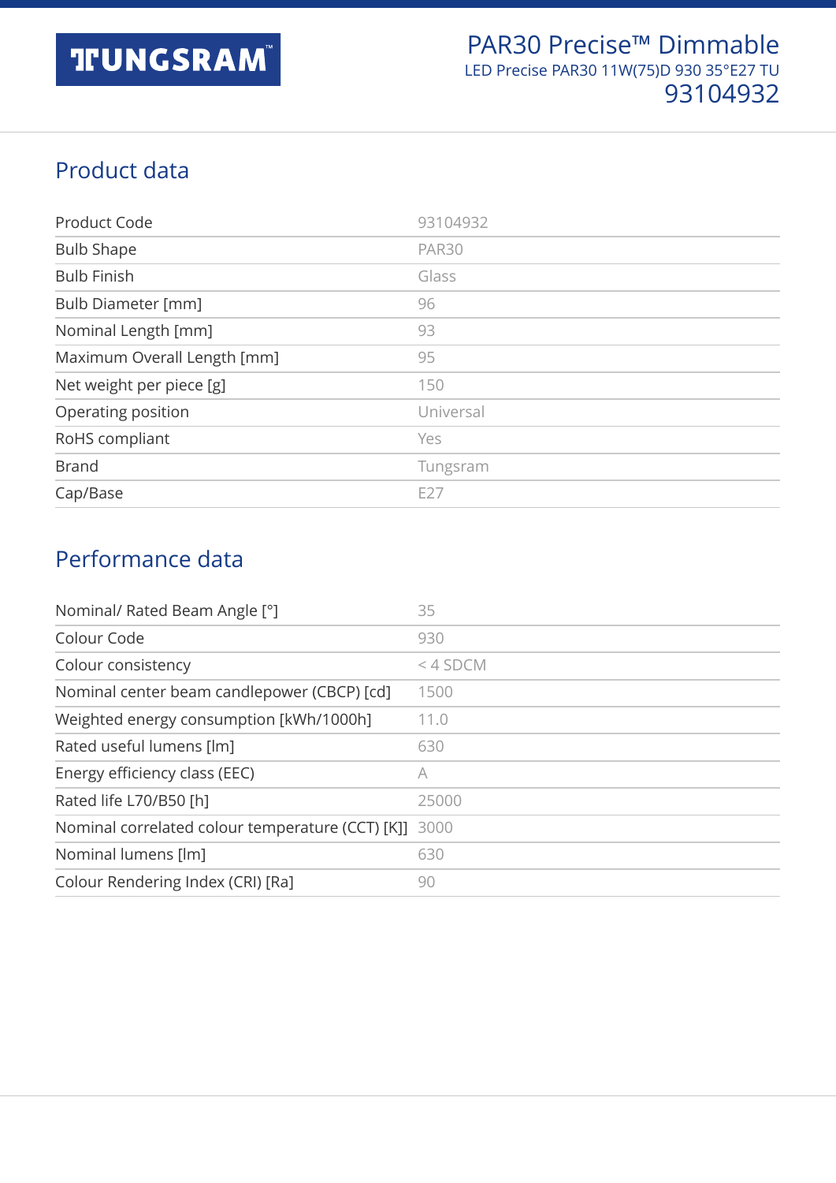PAR30 Precise™ Dimmable

LED Precise PAR30 11W(75)D 930 35°E27 TU

93104932

## Product data

| | |
|---|---|
| Product Code | 93104932 |
| Bulb Shape | PAR30 |
| Bulb Finish | Glass |
| Bulb Diameter [mm] | 96 |
| Nominal Length [mm] | 93 |
| Maximum Overall Length [mm] | 95 |
| Net weight per piece [g] | 150 |
| Operating position | Universal |
| RoHS compliant | Yes |
| Brand | Tungsram |
| Cap/Base | E27 |

## Performance data

| | |
|---|---|
| Nominal/ Rated Beam Angle [°] | 35 |
| Colour Code | 930 |
| Colour consistency | < 4 SDCM |
| Nominal center beam candlepower (CBCP) [cd] | 1500 |
| Weighted energy consumption [kWh/1000h] | 11.0 |
| Rated useful lumens [lm] | 630 |
| Energy efficiency class (EEC) | A |
| Rated life L70/B50 [h] | 25000 |
| Nominal correlated colour temperature (CCT) [K] | 3000 |
| Nominal lumens [lm] | 630 |
| Colour Rendering Index (CRI) [Ra] | 90 |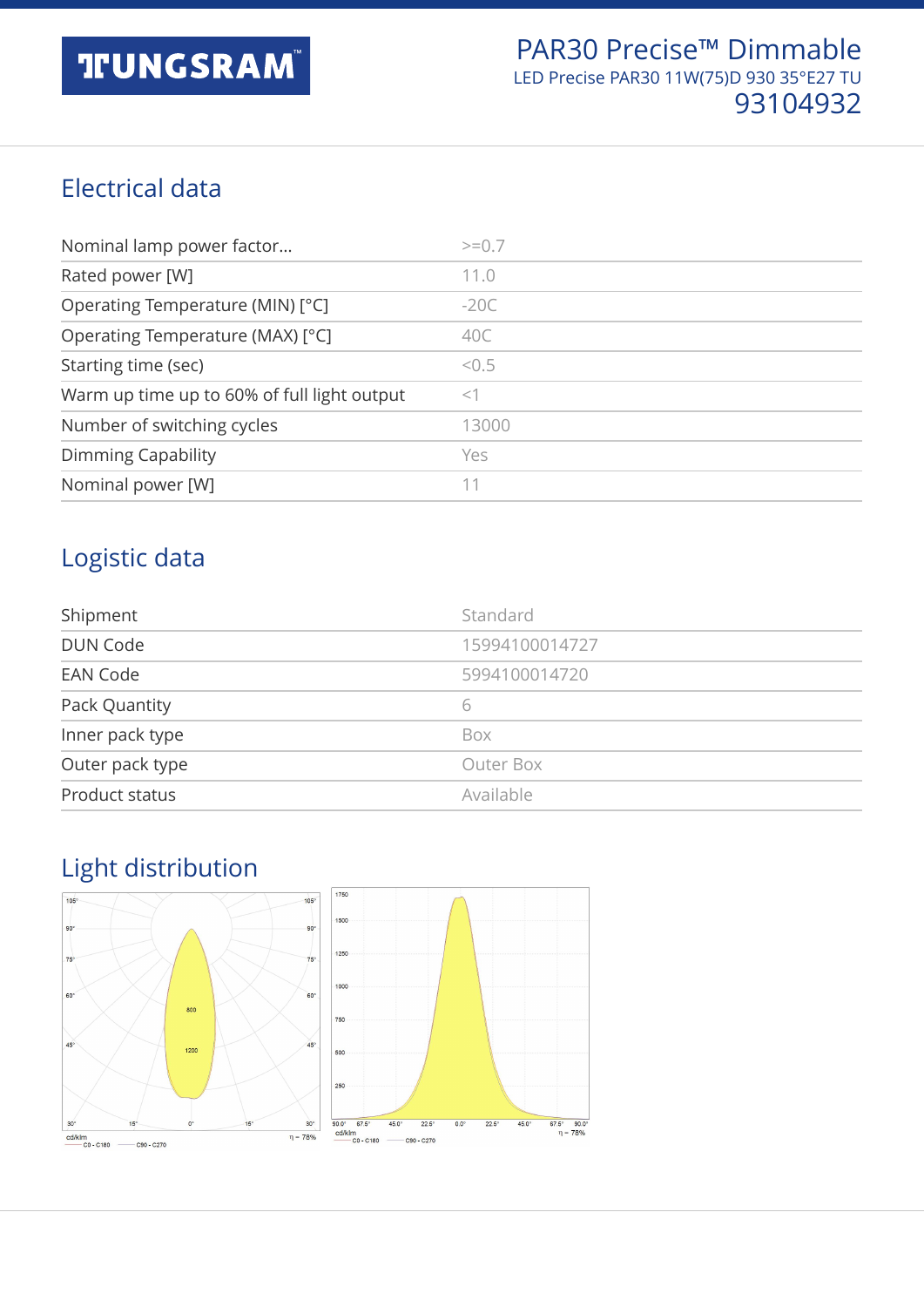# PAR30 Precise™ Dimmable

LED Precise PAR30 11W(75)D 930 35°E27 TU

93104932

## Electrical data

| | |
|---|---|
| Nominal lamp power factor... | >=0.7 |
| Rated power [W] | 11.0 |
| Operating Temperature (MIN) [°C] | -20C |
| Operating Temperature (MAX) [°C] | 40C |
| Starting time (sec) | <0.5 |
| Warm up time up to 60% of full light output | <1 |
| Number of switching cycles | 13000 |
| Dimming Capability | Yes |
| Nominal power [W] | 11 |

## Logistic data

| | |
|---|---|
| Shipment | Standard |
| DUN Code | 15994100014727 |
| EAN Code | 5994100014720 |
| Pack Quantity | 6 |
| Inner pack type | Box |
| Outer pack type | Outer Box |
| Product status | Available |

## Light distribution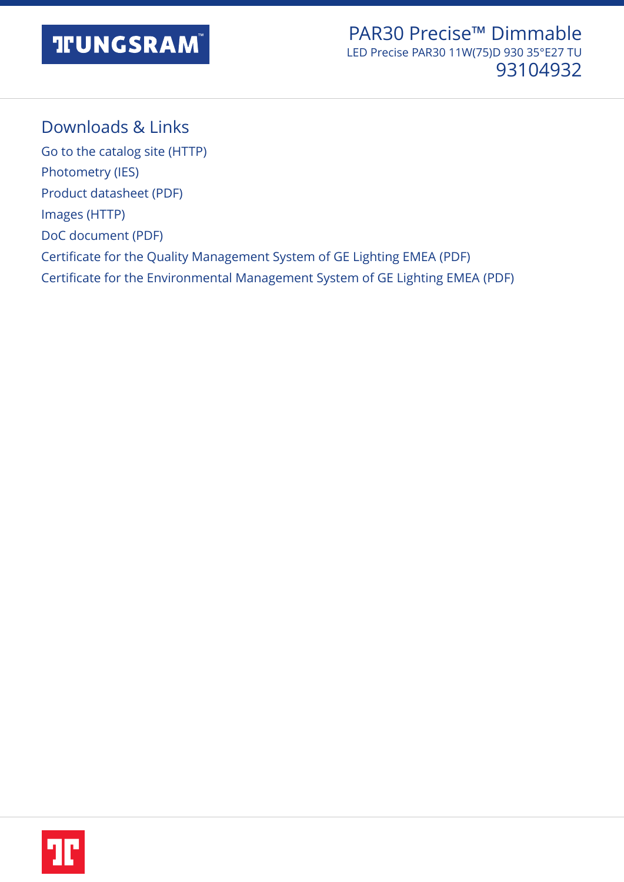## Downloads & Links

Go to the catalog site (HTTP)

Photometry (IES)

Product datasheet (PDF)

Images (HTTP)

DoC document (PDF)

Certificate for the Quality Management System of GE Lighting EMEA (PDF)

Certificate for the Environmental Management System of GE Lighting EMEA (PDF)